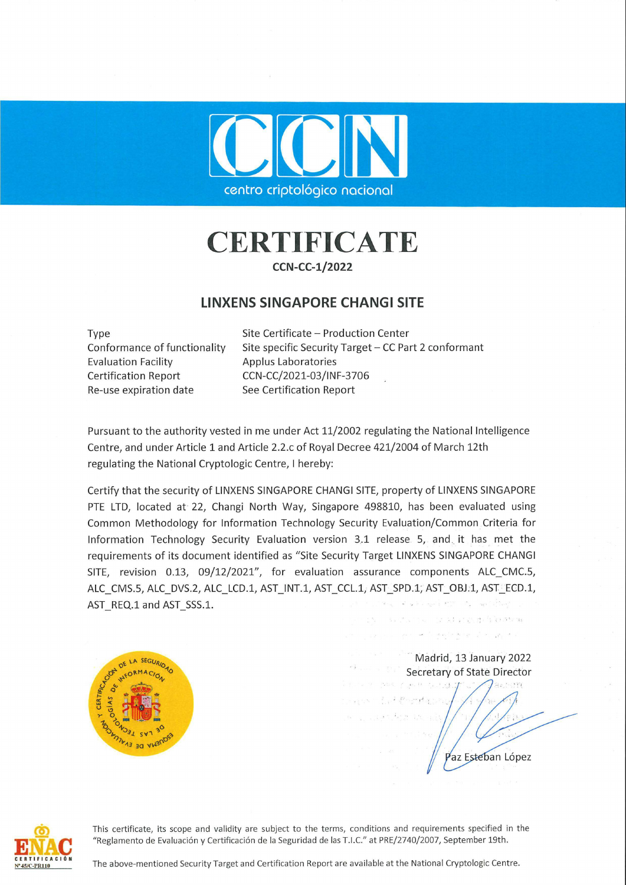centro criptológico nacional

# CERTIFICATE

**CCN-CC-1/2022**

## LINXENS SINGAPORE CHANGI SITE

| | |
|---|---|
| Type | Site Certificate – Production Center |
| Conformance of functionality | Site specific Security Target – CC Part 2 conformant |
| Evaluation Facility | Applus Laboratories |
| Certification Report | CCN-CC/2021-03/INF-3706 |
| Re-use expiration date | See Certification Report |

Pursuant to the authority vested in me under Act 11/2002 regulating the National Intelligence Centre, and under Article 1 and Article 2.2.c of Royal Decree 421/2004 of March 12th regulating the National Cryptologic Centre, I hereby:

Certify that the security of LINXENS SINGAPORE CHANGI SITE, property of LINXENS SINGAPORE PTE LTD, located at 22, Changi North Way, Singapore 498810, has been evaluated using Common Methodology for Information Technology Security Evaluation/Common Criteria for Information Technology Security Evaluation version 3.1 release 5, and it has met the requirements of its document identified as "Site Security Target LINXENS SINGAPORE CHANGI SITE, revision 0.13, 09/12/2021", for evaluation assurance components ALC_CMC.5, ALC_CMS.5, ALC_DVS.2, ALC_LCD.1, AST_INT.1, AST_CCL.1, AST_SPD.1, AST_OBJ.1, AST_ECD.1, AST_REQ.1 and AST_SSS.1.

Madrid, 13 January 2022
Secretary of State Director

Paz Esteban López

This certificate, its scope and validity are subject to the terms, conditions and requirements specified in the "Reglamento de Evaluación y Certificación de la Seguridad de las T.I.C." at PRE/2740/2007, September 19th.

The above-mentioned Security Target and Certification Report are available at the National Cryptologic Centre.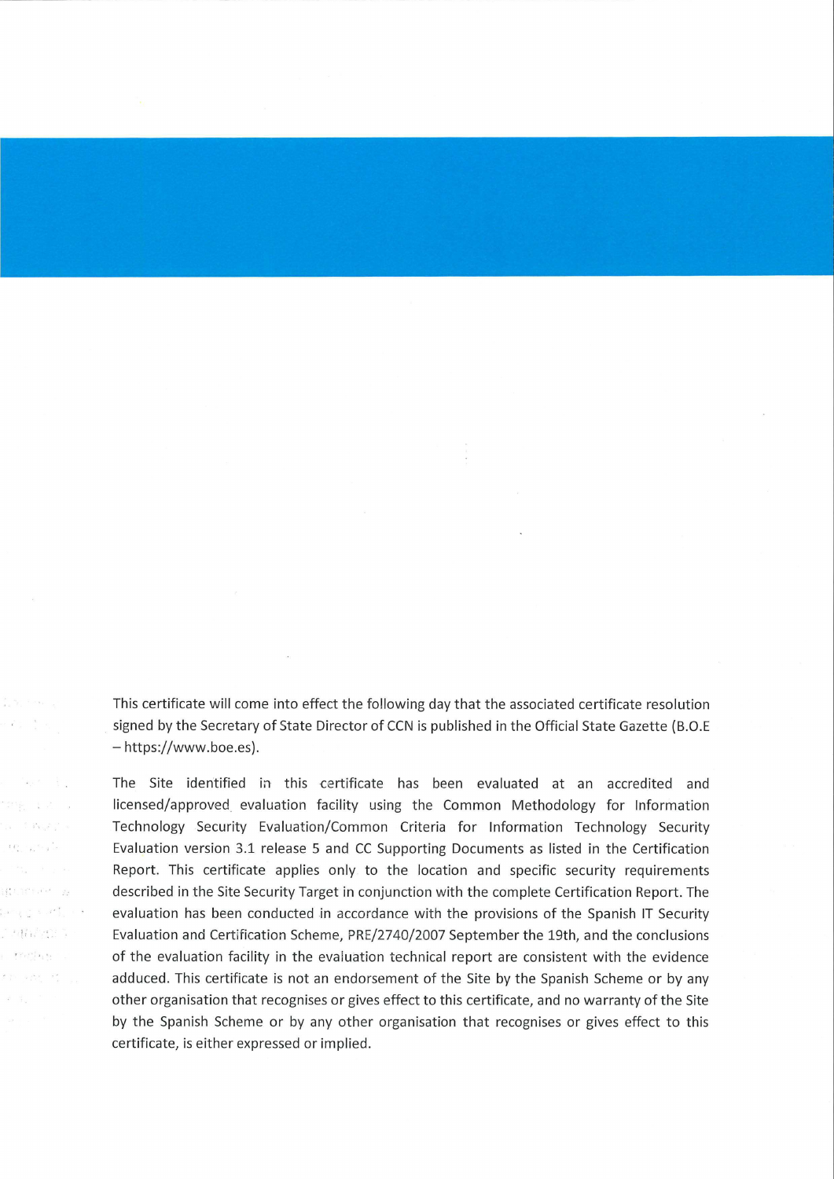This certificate will come into effect the following day that the associated certificate resolution signed by the Secretary of State Director of CCN is published in the Official State Gazette (B.O.E – https://www.boe.es).

The Site identified in this certificate has been evaluated at an accredited and licensed/approved evaluation facility using the Common Methodology for Information Technology Security Evaluation/Common Criteria for Information Technology Security Evaluation version 3.1 release 5 and CC Supporting Documents as listed in the Certification Report. This certificate applies only to the location and specific security requirements described in the Site Security Target in conjunction with the complete Certification Report. The evaluation has been conducted in accordance with the provisions of the Spanish IT Security Evaluation and Certification Scheme, PRE/2740/2007 September the 19th, and the conclusions of the evaluation facility in the evaluation technical report are consistent with the evidence adduced. This certificate is not an endorsement of the Site by the Spanish Scheme or by any other organisation that recognises or gives effect to this certificate, and no warranty of the Site by the Spanish Scheme or by any other organisation that recognises or gives effect to this certificate, is either expressed or implied.